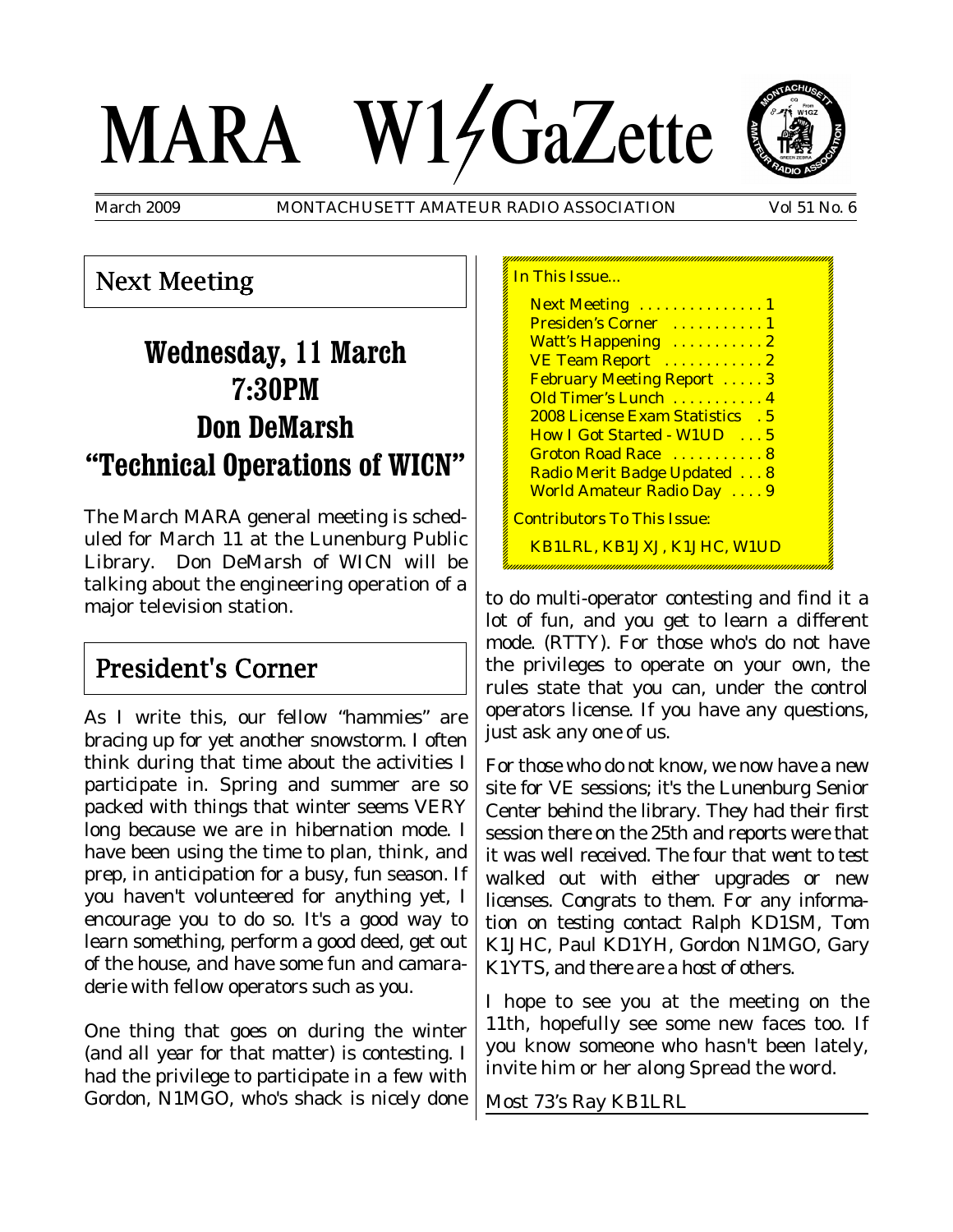# MARA W1GaZette

March 2009 MONTACHUSETT AMATEUR RADIO ASSOCIATION Vol 51 No. 6

## Next Meeting

### Wednesday, 11 March
### 7:30PM
### Don DeMarsh
### "Technical Operations of WICN"

The March MARA general meeting is scheduled for March 11 at the Lunenburg Public Library. Don DeMarsh of WICN will be talking about the engineering operation of a major television station.

## President's Corner

As I write this, our fellow "hammies" are bracing up for yet another snowstorm. I often think during that time about the activities I participate in. Spring and summer are so packed with things that winter seems VERY long because we are in hibernation mode. I have been using the time to plan, think, and prep, in anticipation for a busy, fun season. If you haven't volunteered for anything yet, I encourage you to do so. It's a good way to learn something, perform a good deed, get out of the house, and have some fun and camaraderie with fellow operators such as you.

One thing that goes on during the winter (and all year for that matter) is contesting. I had the privilege to participate in a few with Gordon, N1MGO, who's shack is nicely done to do multi-operator contesting and find it a lot of fun, and you get to learn a different mode. (RTTY). For those who's do not have the privileges to operate on your own, the rules state that you can, under the control operators license. If you have any questions, just ask any one of us.

For those who do not know, we now have a new site for VE sessions; it's the Lunenburg Senior Center behind the library. They had their first session there on the 25th and reports were that it was well received. The four that went to test walked out with either upgrades or new licenses. Congrats to them. For any information on testing contact Ralph KD1SM, Tom K1JHC, Paul KD1YH, Gordon N1MGO, Gary K1YTS, and there are a host of others.

I hope to see you at the meeting on the 11th, hopefully see some new faces too. If you know someone who hasn't been lately, invite him or her along Spread the word.

Most 73's Ray KB1LRL

---

In This Issue...

- Next Meeting . . . . . . . . . . . . . . 1
- Presiden's Corner . . . . . . . . . . . 1
- Watt's Happening . . . . . . . . . . . 2
- VE Team Report . . . . . . . . . . . . 2
- February Meeting Report . . . . . 3
- Old Timer's Lunch . . . . . . . . . . . 4
- 2008 License Exam Statistics . 5
- How I Got Started - W1UD . . . 5
- Groton Road Race . . . . . . . . . . 8
- Radio Merit Badge Updated . . . 8
- World Amateur Radio Day . . . . 9

Contributors To This Issue:

KB1LRL, KB1JXJ, K1JHC, W1UD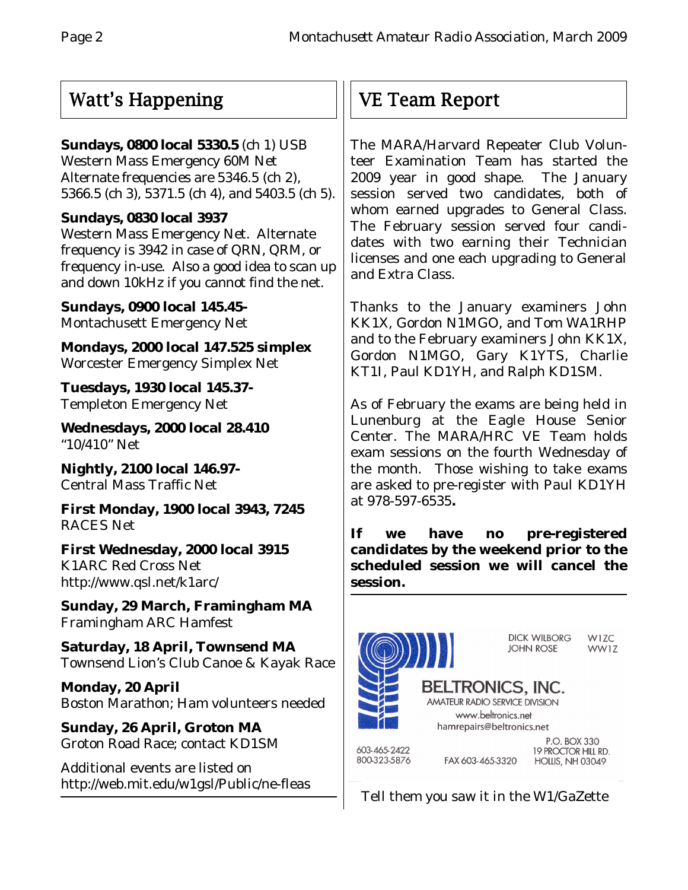## Watt's Happening

**Sundays, 0800 local 5330.5** (ch 1) USB
Western Mass Emergency 60M Net
Alternate frequencies are 5346.5 (ch 2), 5366.5 (ch 3), 5371.5 (ch 4), and 5403.5 (ch 5).

**Sundays, 0830 local 3937**
Western Mass Emergency Net. Alternate frequency is 3942 in case of QRN, QRM, or frequency in-use. Also a good idea to scan up and down 10kHz if you cannot find the net.

**Sundays, 0900 local 145.45-**
Montachusett Emergency Net

**Mondays, 2000 local 147.525 simplex**
Worcester Emergency Simplex Net

**Tuesdays, 1930 local 145.37-**
Templeton Emergency Net

**Wednesdays, 2000 local 28.410**
"10/410" Net

**Nightly, 2100 local 146.97-**
Central Mass Traffic Net

**First Monday, 1900 local 3943, 7245**
RACES Net

**First Wednesday, 2000 local 3915**
K1ARC Red Cross Net
http://www.qsl.net/k1arc/

**Sunday, 29 March, Framingham MA**
Framingham ARC Hamfest

**Saturday, 18 April, Townsend MA**
Townsend Lion's Club Canoe & Kayak Race

**Monday, 20 April**
Boston Marathon; Ham volunteers needed

**Sunday, 26 April, Groton MA**
Groton Road Race; contact KD1SM

Additional events are listed on
http://web.mit.edu/w1gsl/Public/ne-fleas

## VE Team Report

The MARA/Harvard Repeater Club Volunteer Examination Team has started the 2009 year in good shape. The January session served two candidates, both of whom earned upgrades to General Class. The February session served four candidates with two earning their Technician licenses and one each upgrading to General and Extra Class.

Thanks to the January examiners John KK1X, Gordon N1MGO, and Tom WA1RHP and to the February examiners John KK1X, Gordon N1MGO, Gary K1YTS, Charlie KT1I, Paul KD1YH, and Ralph KD1SM.

As of February the exams are being held in Lunenburg at the Eagle House Senior Center. The MARA/HRC VE Team holds exam sessions on the fourth Wednesday of the month. Those wishing to take exams are asked to pre-register with Paul KD1YH at 978-597-6535**.**

**If we have no pre-registered candidates by the weekend prior to the scheduled session we will cancel the session.**

DICK WILBORG W1ZC
JOHN ROSE WW1Z

**BELTRONICS, INC.**
AMATEUR RADIO SERVICE DIVISION
www.beltronics.net
hamrepairs@beltronics.net

603-465-2422
800-323-5876
FAX 603-465-3320
P.O. BOX 330
19 PROCTOR HILL RD.
HOLLIS, NH 03049

Tell them you saw it in the W1/GaZette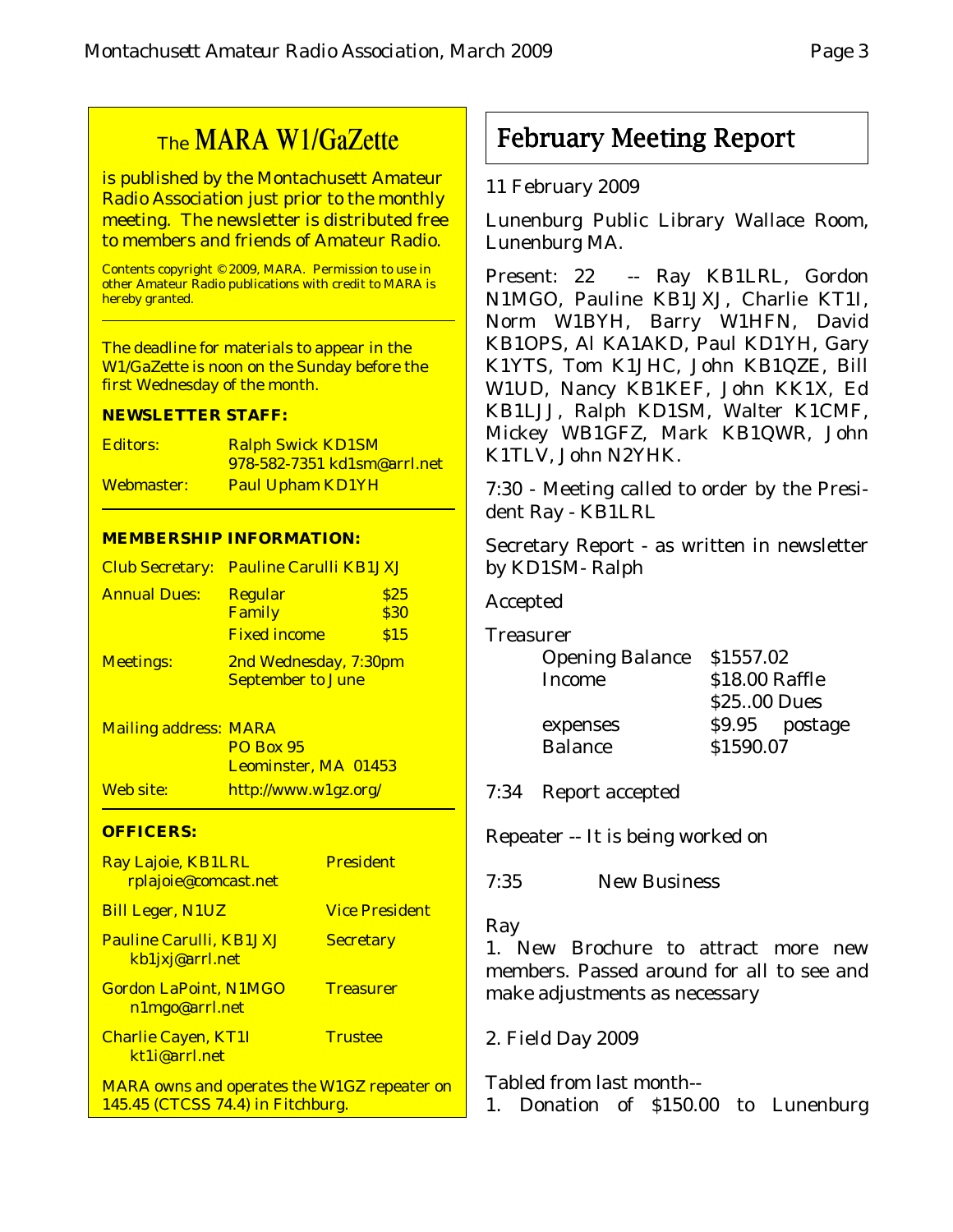## The MARA W1/GaZette

is published by the Montachusett Amateur Radio Association just prior to the monthly meeting. The newsletter is distributed free to members and friends of Amateur Radio.

Contents copyright © 2009, MARA. Permission to use in other Amateur Radio publications with credit to MARA is hereby granted.

The deadline for materials to appear in the W1/GaZette is noon on the Sunday before the first Wednesday of the month.

**NEWSLETTER STAFF:**

| | |
|---|---|
| Editors: | Ralph Swick KD1SM<br>978-582-7351 kd1sm@arrl.net |
| Webmaster: | Paul Upham KD1YH |

**MEMBERSHIP INFORMATION:**

| | | |
|---|---|---|
| Club Secretary: | Pauline Carulli KB1JXJ | |
| Annual Dues: | Regular | $25 |
| | Family | $30 |
| | Fixed income | $15 |
| Meetings: | 2nd Wednesday, 7:30pm<br>September to June | |
| Mailing address: | MARA<br>PO Box 95<br>Leominster, MA 01453 | |
| Web site: | http://www.w1gz.org/ | |

**OFFICERS:**

| | |
|---|---|
| Ray Lajoie, KB1LRL<br>rplajoie@comcast.net | President |
| Bill Leger, N1UZ | Vice President |
| Pauline Carulli, KB1JXJ<br>kb1jxj@arrl.net | Secretary |
| Gordon LaPoint, N1MGO<br>n1mgo@arrl.net | Treasurer |
| Charlie Cayen, KT1I<br>kt1i@arrl.net | Trustee |

MARA owns and operates the W1GZ repeater on 145.45 (CTCSS 74.4) in Fitchburg.

# February Meeting Report

11 February 2009

Lunenburg Public Library Wallace Room, Lunenburg MA.

Present: 22 -- Ray KB1LRL, Gordon N1MGO, Pauline KB1JXJ, Charlie KT1I, Norm W1BYH, Barry W1HFN, David KB1OPS, Al KA1AKD, Paul KD1YH, Gary K1YTS, Tom K1JHC, John KB1QZE, Bill W1UD, Nancy KB1KEF, John KK1X, Ed KB1LJJ, Ralph KD1SM, Walter K1CMF, Mickey WB1GFZ, Mark KB1QWR, John K1TLV, John N2YHK.

7:30 - Meeting called to order by the President Ray - KB1LRL

Secretary Report - as written in newsletter by KD1SM- Ralph

Accepted

Treasurer

| | |
|---|---|
| Opening Balance | $1557.02 |
| Income | $18.00 Raffle |
| | $25..00 Dues |
| expenses | $9.95 postage |
| Balance | $1590.07 |

7:34 Report accepted

Repeater -- It is being worked on

7:35 New Business

Ray
1. New Brochure to attract more new members. Passed around for all to see and make adjustments as necessary

2. Field Day 2009

Tabled from last month--
1. Donation of $150.00 to Lunenburg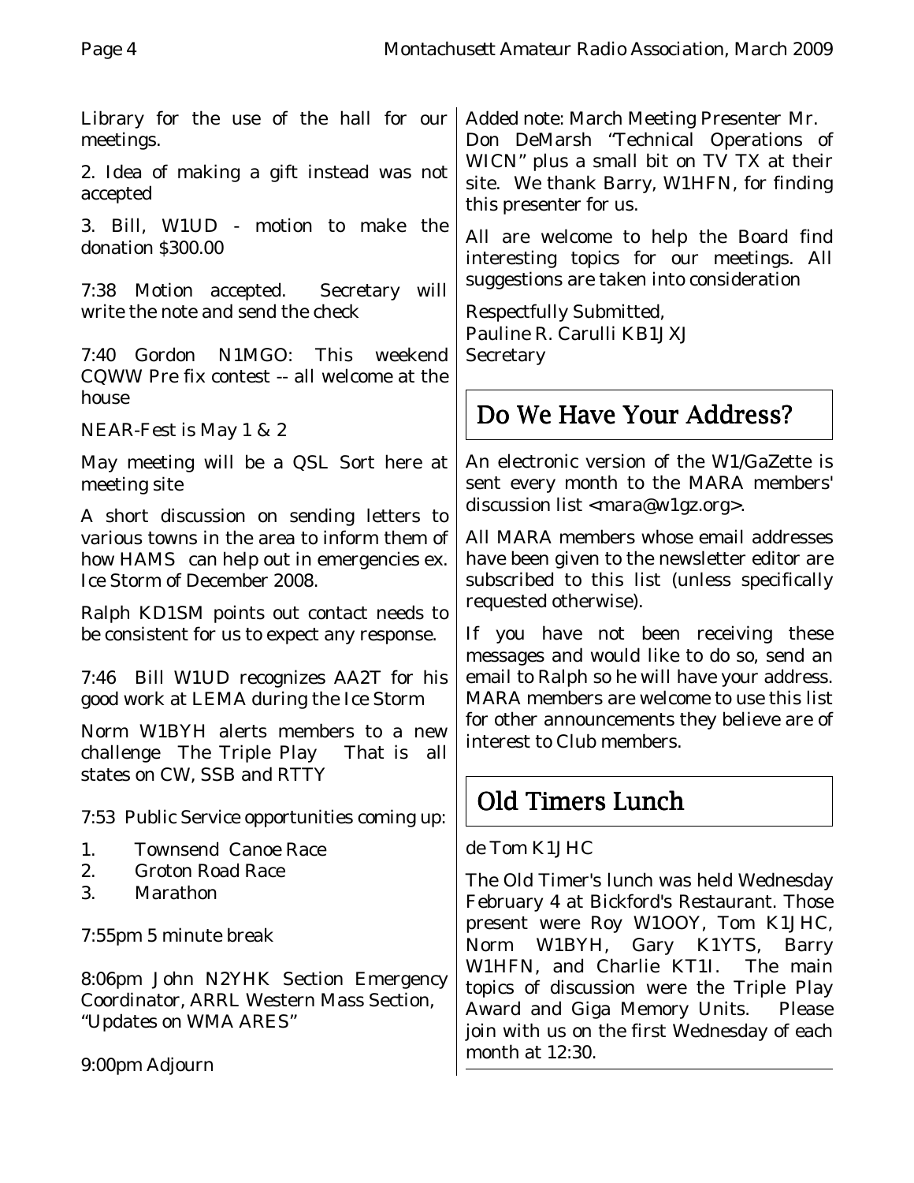Library for the use of the hall for our meetings.

2. Idea of making a gift instead was not accepted

3. Bill, W1UD - motion to make the donation $300.00

7:38 Motion accepted. Secretary will write the note and send the check

7:40 Gordon N1MGO: This weekend CQWW Pre fix contest -- all welcome at the house

NEAR-Fest is May 1 & 2

May meeting will be a QSL Sort here at meeting site

A short discussion on sending letters to various towns in the area to inform them of how HAMS can help out in emergencies ex. Ice Storm of December 2008.

Ralph KD1SM points out contact needs to be consistent for us to expect any response.

7:46 Bill W1UD recognizes AA2T for his good work at LEMA during the Ice Storm

Norm W1BYH alerts members to a new challenge The Triple Play That is all states on CW, SSB and RTTY

7:53 Public Service opportunities coming up:

1. Townsend Canoe Race
2. Groton Road Race
3. Marathon

7:55pm 5 minute break

8:06pm John N2YHK Section Emergency Coordinator, ARRL Western Mass Section, "Updates on WMA ARES"

9:00pm Adjourn

Added note: March Meeting Presenter Mr. Don DeMarsh "Technical Operations of WICN" plus a small bit on TV TX at their site. We thank Barry, W1HFN, for finding this presenter for us.

All are welcome to help the Board find interesting topics for our meetings. All suggestions are taken into consideration

Respectfully Submitted,
Pauline R. Carulli KB1JXJ
Secretary

## Do We Have Your Address?

An electronic version of the W1/GaZette is sent every month to the MARA members' discussion list <mara@w1gz.org>.

All MARA members whose email addresses have been given to the newsletter editor are subscribed to this list (unless specifically requested otherwise).

If you have not been receiving these messages and would like to do so, send an email to Ralph so he will have your address. MARA members are welcome to use this list for other announcements they believe are of interest to Club members.

## Old Timers Lunch

de Tom K1JHC

The Old Timer's lunch was held Wednesday February 4 at Bickford's Restaurant. Those present were Roy W1OOY, Tom K1JHC, Norm W1BYH, Gary K1YTS, Barry W1HFN, and Charlie KT1I. The main topics of discussion were the Triple Play Award and Giga Memory Units. Please join with us on the first Wednesday of each month at 12:30.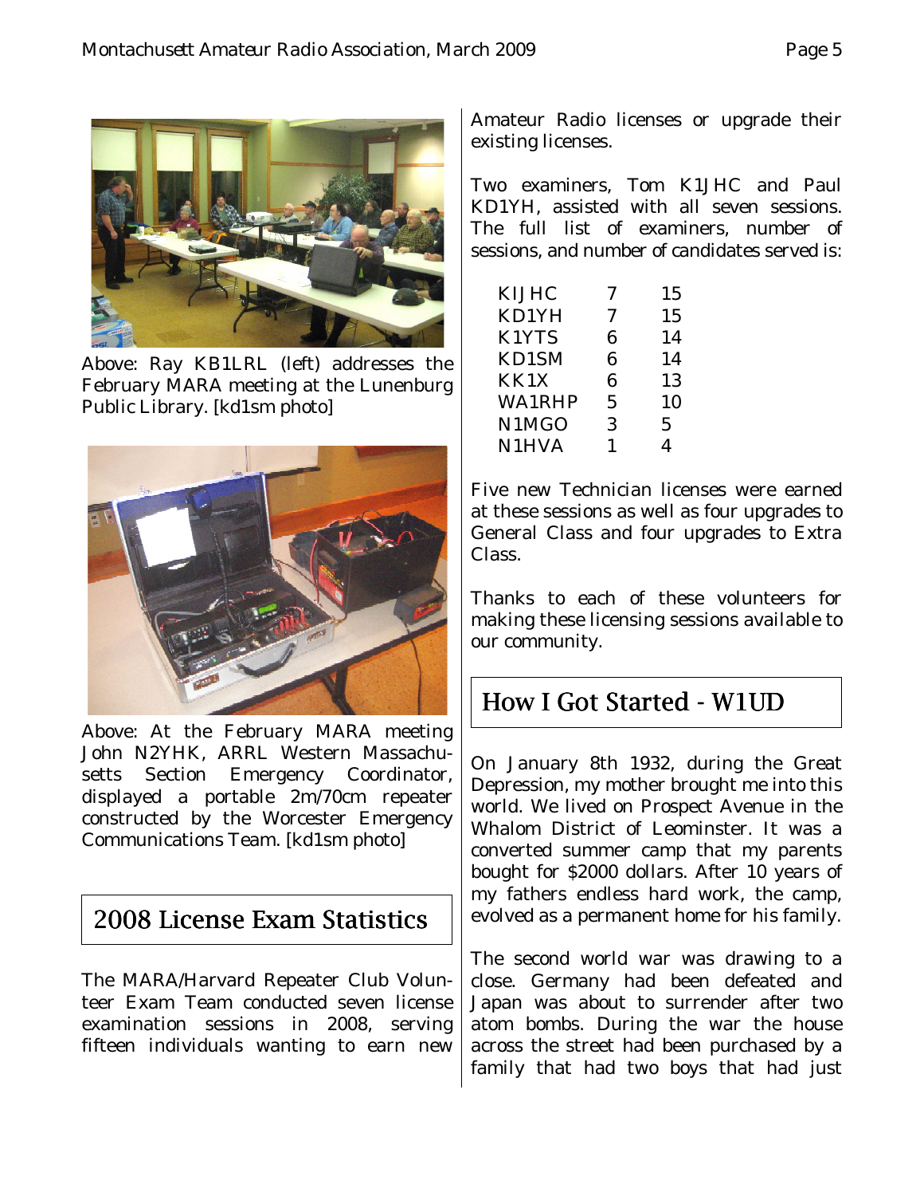Above: Ray KB1LRL (left) addresses the February MARA meeting at the Lunenburg Public Library. [kd1sm photo]

Above: At the February MARA meeting John N2YHK, ARRL Western Massachusetts Section Emergency Coordinator, displayed a portable 2m/70cm repeater constructed by the Worcester Emergency Communications Team. [kd1sm photo]

## 2008 License Exam Statistics

The MARA/Harvard Repeater Club Volunteer Exam Team conducted seven license examination sessions in 2008, serving fifteen individuals wanting to earn new Amateur Radio licenses or upgrade their existing licenses.

Two examiners, Tom K1JHC and Paul KD1YH, assisted with all seven sessions. The full list of examiners, number of sessions, and number of candidates served is:

| | | |
|---|---|---|
| KIJHC | 7 | 15 |
| KD1YH | 7 | 15 |
| K1YTS | 6 | 14 |
| KD1SM | 6 | 14 |
| KK1X | 6 | 13 |
| WA1RHP | 5 | 10 |
| N1MGO | 3 | 5 |
| N1HVA | 1 | 4 |

Five new Technician licenses were earned at these sessions as well as four upgrades to General Class and four upgrades to Extra Class.

Thanks to each of these volunteers for making these licensing sessions available to our community.

## How I Got Started - W1UD

On January 8th 1932, during the Great Depression, my mother brought me into this world. We lived on Prospect Avenue in the Whalom District of Leominster. It was a converted summer camp that my parents bought for $2000 dollars. After 10 years of my fathers endless hard work, the camp, evolved as a permanent home for his family.

The second world war was drawing to a close. Germany had been defeated and Japan was about to surrender after two atom bombs. During the war the house across the street had been purchased by a family that had two boys that had just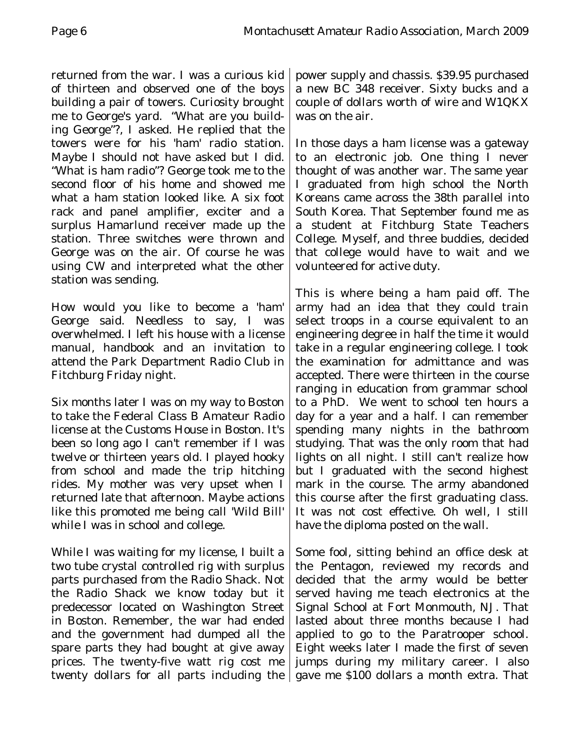returned from the war. I was a curious kid of thirteen and observed one of the boys building a pair of towers. Curiosity brought me to George's yard. "What are you building George"?, I asked. He replied that the towers were for his 'ham' radio station. Maybe I should not have asked but I did. "What is ham radio"? George took me to the second floor of his home and showed me what a ham station looked like. A six foot rack and panel amplifier, exciter and a surplus Hamarlund receiver made up the station. Three switches were thrown and George was on the air. Of course he was using CW and interpreted what the other station was sending.

How would you like to become a 'ham' George said. Needless to say, I was overwhelmed. I left his house with a license manual, handbook and an invitation to attend the Park Department Radio Club in Fitchburg Friday night.

Six months later I was on my way to Boston to take the Federal Class B Amateur Radio license at the Customs House in Boston. It's been so long ago I can't remember if I was twelve or thirteen years old. I played hooky from school and made the trip hitching rides. My mother was very upset when I returned late that afternoon. Maybe actions like this promoted me being call 'Wild Bill' while I was in school and college.

While I was waiting for my license, I built a two tube crystal controlled rig with surplus parts purchased from the Radio Shack. Not the Radio Shack we know today but it predecessor located on Washington Street in Boston. Remember, the war had ended and the government had dumped all the spare parts they had bought at give away prices. The twenty-five watt rig cost me twenty dollars for all parts including the power supply and chassis. $39.95 purchased a new BC 348 receiver. Sixty bucks and a couple of dollars worth of wire and W1QKX was on the air.

In those days a ham license was a gateway to an electronic job. One thing I never thought of was another war. The same year I graduated from high school the North Koreans came across the 38th parallel into South Korea. That September found me as a student at Fitchburg State Teachers College. Myself, and three buddies, decided that college would have to wait and we volunteered for active duty.

This is where being a ham paid off. The army had an idea that they could train select troops in a course equivalent to an engineering degree in half the time it would take in a regular engineering college. I took the examination for admittance and was accepted. There were thirteen in the course ranging in education from grammar school to a PhD. We went to school ten hours a day for a year and a half. I can remember spending many nights in the bathroom studying. That was the only room that had lights on all night. I still can't realize how but I graduated with the second highest mark in the course. The army abandoned this course after the first graduating class. It was not cost effective. Oh well, I still have the diploma posted on the wall.

Some fool, sitting behind an office desk at the Pentagon, reviewed my records and decided that the army would be better served having me teach electronics at the Signal School at Fort Monmouth, NJ. That lasted about three months because I had applied to go to the Paratrooper school. Eight weeks later I made the first of seven jumps during my military career. I also gave me $100 dollars a month extra. That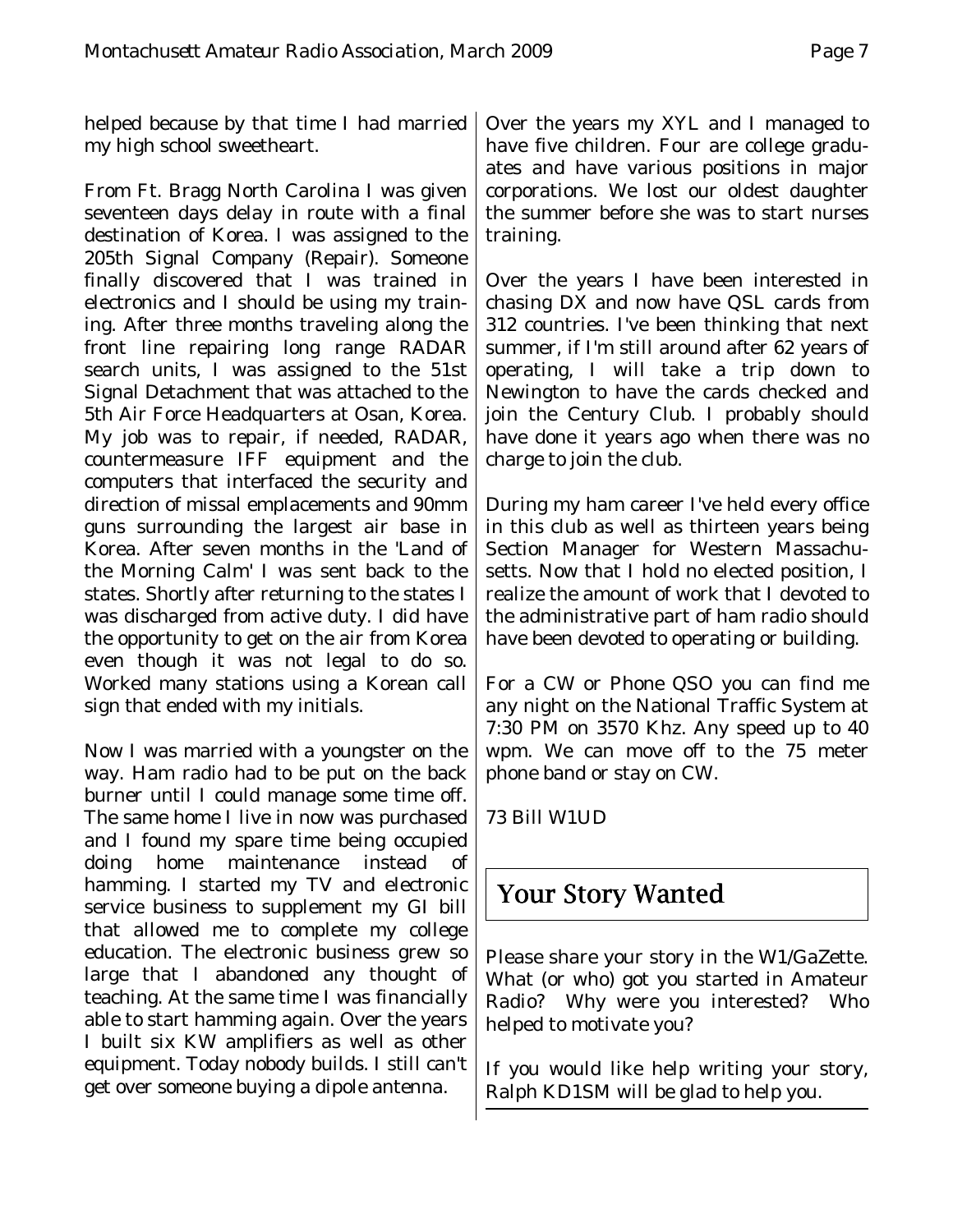helped because by that time I had married my high school sweetheart.

From Ft. Bragg North Carolina I was given seventeen days delay in route with a final destination of Korea. I was assigned to the 205th Signal Company (Repair). Someone finally discovered that I was trained in electronics and I should be using my training. After three months traveling along the front line repairing long range RADAR search units, I was assigned to the 51st Signal Detachment that was attached to the 5th Air Force Headquarters at Osan, Korea. My job was to repair, if needed, RADAR, countermeasure IFF equipment and the computers that interfaced the security and direction of missal emplacements and 90mm guns surrounding the largest air base in Korea. After seven months in the 'Land of the Morning Calm' I was sent back to the states. Shortly after returning to the states I was discharged from active duty. I did have the opportunity to get on the air from Korea even though it was not legal to do so. Worked many stations using a Korean call sign that ended with my initials.

Now I was married with a youngster on the way. Ham radio had to be put on the back burner until I could manage some time off. The same home I live in now was purchased and I found my spare time being occupied doing home maintenance instead of hamming. I started my TV and electronic service business to supplement my GI bill that allowed me to complete my college education. The electronic business grew so large that I abandoned any thought of teaching. At the same time I was financially able to start hamming again. Over the years I built six KW amplifiers as well as other equipment. Today nobody builds. I still can't get over someone buying a dipole antenna.

Over the years my XYL and I managed to have five children. Four are college graduates and have various positions in major corporations. We lost our oldest daughter the summer before she was to start nurses training.

Over the years I have been interested in chasing DX and now have QSL cards from 312 countries. I've been thinking that next summer, if I'm still around after 62 years of operating, I will take a trip down to Newington to have the cards checked and join the Century Club. I probably should have done it years ago when there was no charge to join the club.

During my ham career I've held every office in this club as well as thirteen years being Section Manager for Western Massachusetts. Now that I hold no elected position, I realize the amount of work that I devoted to the administrative part of ham radio should have been devoted to operating or building.

For a CW or Phone QSO you can find me any night on the National Traffic System at 7:30 PM on 3570 Khz. Any speed up to 40 wpm. We can move off to the 75 meter phone band or stay on CW.

73 Bill W1UD

## Your Story Wanted

Please share your story in the W1/GaZette. What (or who) got you started in Amateur Radio? Why were you interested? Who helped to motivate you?

If you would like help writing your story, Ralph KD1SM will be glad to help you.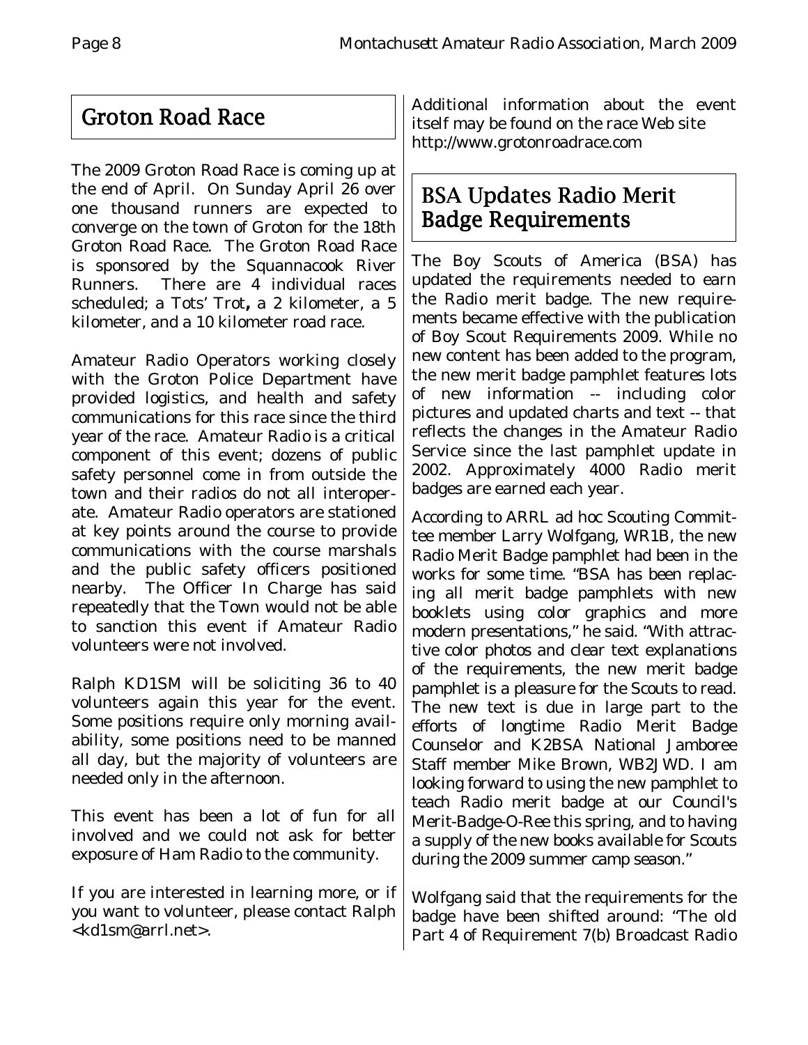## Groton Road Race

The 2009 Groton Road Race is coming up at the end of April. On Sunday April 26 over one thousand runners are expected to converge on the town of Groton for the 18th Groton Road Race. The Groton Road Race is sponsored by the Squannacook River Runners. There are 4 individual races scheduled; a Tots' Trot**,** a 2 kilometer, a 5 kilometer, and a 10 kilometer road race.

Amateur Radio Operators working closely with the Groton Police Department have provided logistics, and health and safety communications for this race since the third year of the race. Amateur Radio is a critical component of this event; dozens of public safety personnel come in from outside the town and their radios do not all interoperate. Amateur Radio operators are stationed at key points around the course to provide communications with the course marshals and the public safety officers positioned nearby. The Officer In Charge has said repeatedly that the Town would not be able to sanction this event if Amateur Radio volunteers were not involved.

Ralph KD1SM will be soliciting 36 to 40 volunteers again this year for the event. Some positions require only morning availability, some positions need to be manned all day, but the majority of volunteers are needed only in the afternoon.

This event has been a lot of fun for all involved and we could not ask for better exposure of Ham Radio to the community.

If you are interested in learning more, or if you want to volunteer, please contact Ralph <kd1sm@arrl.net>.

Additional information about the event itself may be found on the race Web site http://www.grotonroadrace.com

## BSA Updates Radio Merit Badge Requirements

The Boy Scouts of America (BSA) has updated the requirements needed to earn the Radio merit badge. The new requirements became effective with the publication of Boy Scout Requirements 2009. While no new content has been added to the program, the new merit badge pamphlet features lots of new information -- including color pictures and updated charts and text -- that reflects the changes in the Amateur Radio Service since the last pamphlet update in 2002. Approximately 4000 Radio merit badges are earned each year.

According to ARRL ad hoc Scouting Committee member Larry Wolfgang, WR1B, the new Radio Merit Badge pamphlet had been in the works for some time. "BSA has been replacing all merit badge pamphlets with new booklets using color graphics and more modern presentations," he said. "With attractive color photos and clear text explanations of the requirements, the new merit badge pamphlet is a pleasure for the Scouts to read. The new text is due in large part to the efforts of longtime Radio Merit Badge Counselor and K2BSA National Jamboree Staff member Mike Brown, WB2JWD. I am looking forward to using the new pamphlet to teach Radio merit badge at our Council's Merit-Badge-O-Ree this spring, and to having a supply of the new books available for Scouts during the 2009 summer camp season."

Wolfgang said that the requirements for the badge have been shifted around: "The old Part 4 of Requirement 7(b) Broadcast Radio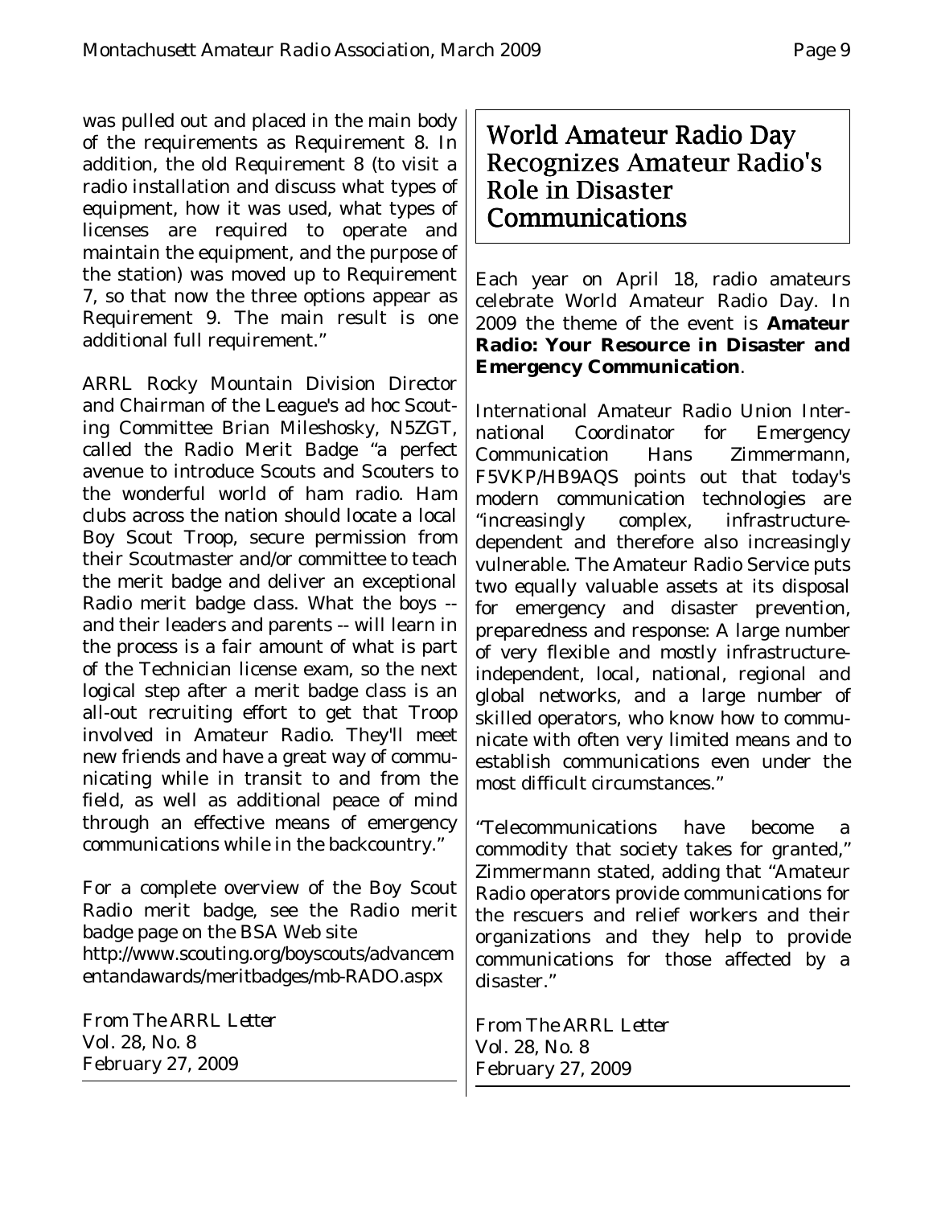was pulled out and placed in the main body of the requirements as Requirement 8. In addition, the old Requirement 8 (to visit a radio installation and discuss what types of equipment, how it was used, what types of licenses are required to operate and maintain the equipment, and the purpose of the station) was moved up to Requirement 7, so that now the three options appear as Requirement 9. The main result is one additional full requirement."

ARRL Rocky Mountain Division Director and Chairman of the League's ad hoc Scouting Committee Brian Mileshosky, N5ZGT, called the Radio Merit Badge "a perfect avenue to introduce Scouts and Scouters to the wonderful world of ham radio. Ham clubs across the nation should locate a local Boy Scout Troop, secure permission from their Scoutmaster and/or committee to teach the merit badge and deliver an exceptional Radio merit badge class. What the boys -- and their leaders and parents -- will learn in the process is a fair amount of what is part of the Technician license exam, so the next logical step after a merit badge class is an all-out recruiting effort to get that Troop involved in Amateur Radio. They'll meet new friends and have a great way of communicating while in transit to and from the field, as well as additional peace of mind through an effective means of emergency communications while in the backcountry."

For a complete overview of the Boy Scout Radio merit badge, see the Radio merit badge page on the BSA Web site http://www.scouting.org/boyscouts/advancementandawards/meritbadges/mb-RADO.aspx

*From The ARRL Letter*
Vol. 28, No. 8
February 27, 2009

## World Amateur Radio Day Recognizes Amateur Radio's Role in Disaster Communications

Each year on April 18, radio amateurs celebrate World Amateur Radio Day. In 2009 the theme of the event is **Amateur Radio: Your Resource in Disaster and Emergency Communication**.

International Amateur Radio Union International Coordinator for Emergency Communication Hans Zimmermann, F5VKP/HB9AQS points out that today's modern communication technologies are "increasingly complex, infrastructure-dependent and therefore also increasingly vulnerable. The Amateur Radio Service puts two equally valuable assets at its disposal for emergency and disaster prevention, preparedness and response: A large number of very flexible and mostly infrastructure-independent, local, national, regional and global networks, and a large number of skilled operators, who know how to communicate with often very limited means and to establish communications even under the most difficult circumstances."

"Telecommunications have become a commodity that society takes for granted," Zimmermann stated, adding that "Amateur Radio operators provide communications for the rescuers and relief workers and their organizations and they help to provide communications for those affected by a disaster."

*From The ARRL Letter*
Vol. 28, No. 8
February 27, 2009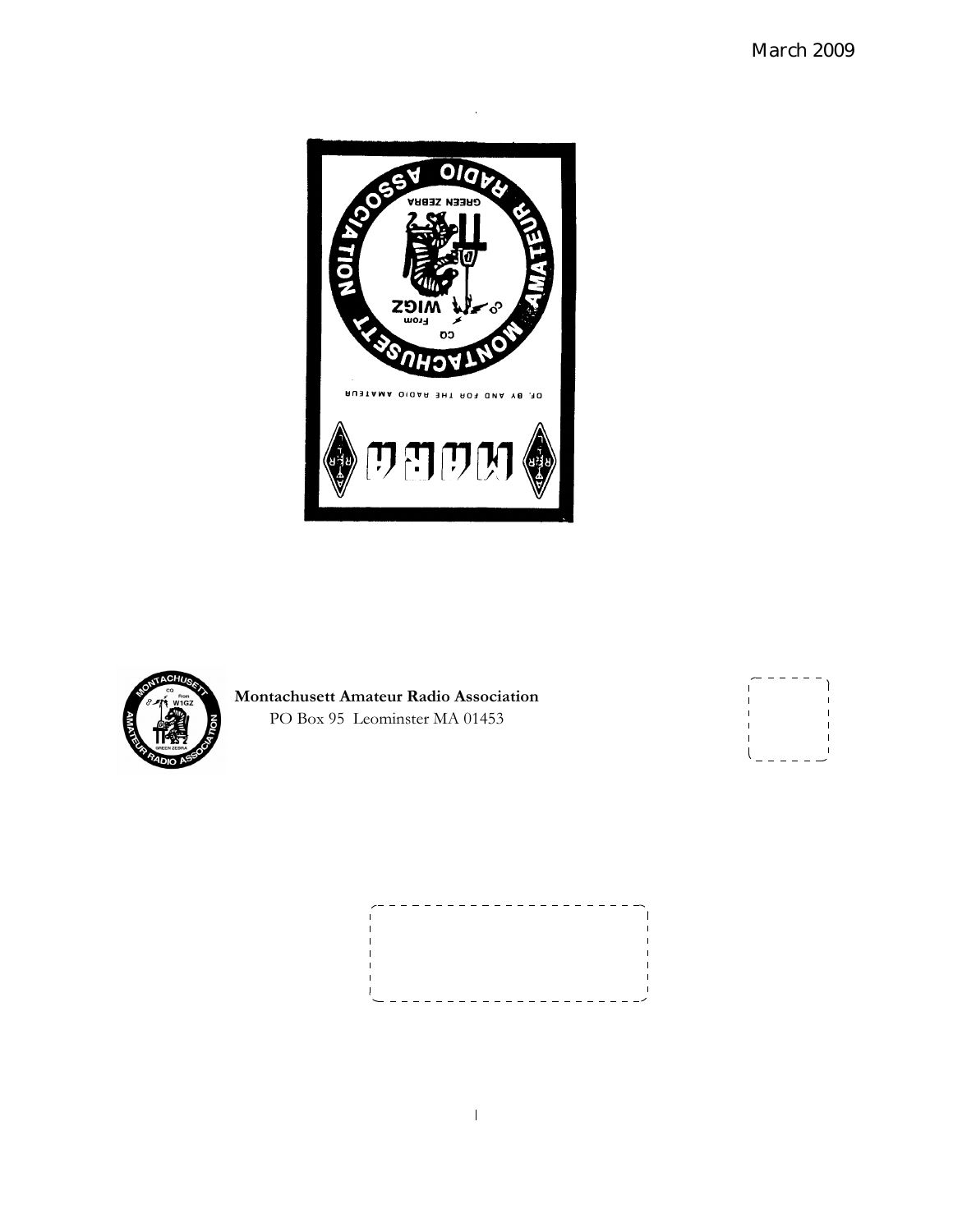Montachusett Amateur Radio Association

PO Box 95 Leominster MA 01453